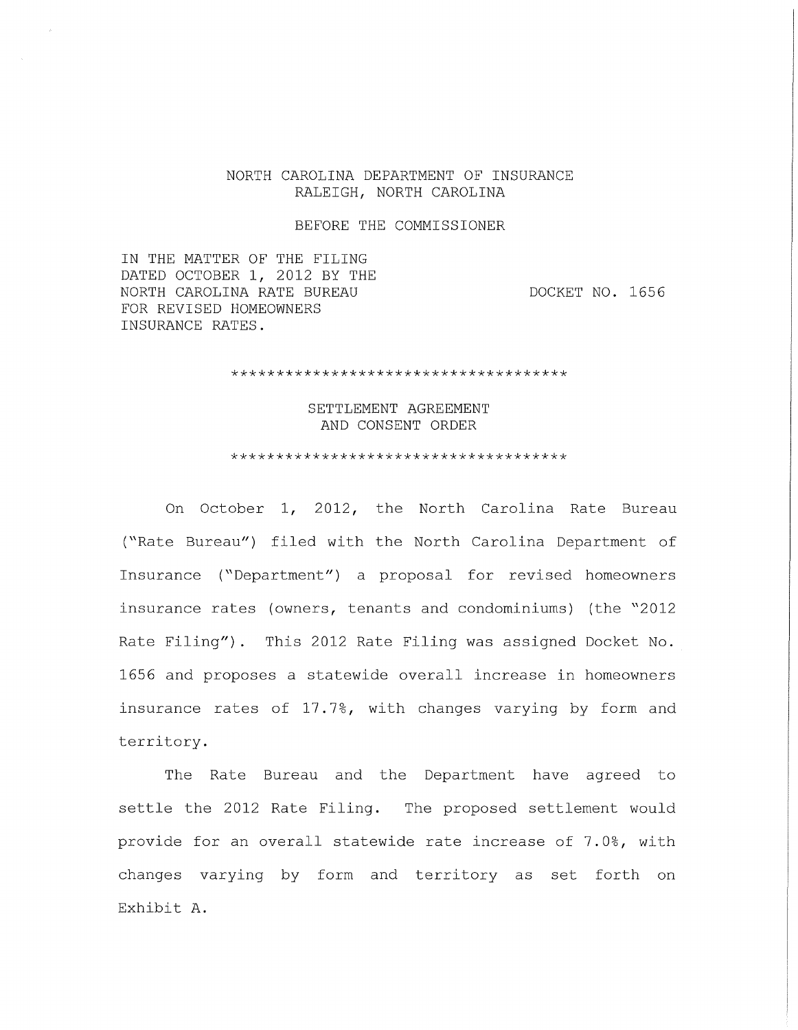NORTH CAROLINA DEPARTMENT OF INSURANCE
RALEIGH, NORTH CAROLINA

BEFORE THE COMMISSIONER

IN THE MATTER OF THE FILING DATED OCTOBER 1, 2012 BY THE NORTH CAROLINA RATE BUREAU FOR REVISED HOMEOWNERS INSURANCE RATES.

DOCKET NO. 1656

************************************

SETTLEMENT AGREEMENT
AND CONSENT ORDER

************************************

On October 1, 2012, the North Carolina Rate Bureau ("Rate Bureau") filed with the North Carolina Department of Insurance ("Department") a proposal for revised homeowners insurance rates (owners, tenants and condominiums) (the "2012 Rate Filing"). This 2012 Rate Filing was assigned Docket No. 1656 and proposes a statewide overall increase in homeowners insurance rates of 17.7%, with changes varying by form and territory.

The Rate Bureau and the Department have agreed to settle the 2012 Rate Filing. The proposed settlement would provide for an overall statewide rate increase of 7.0%, with changes varying by form and territory as set forth on Exhibit A.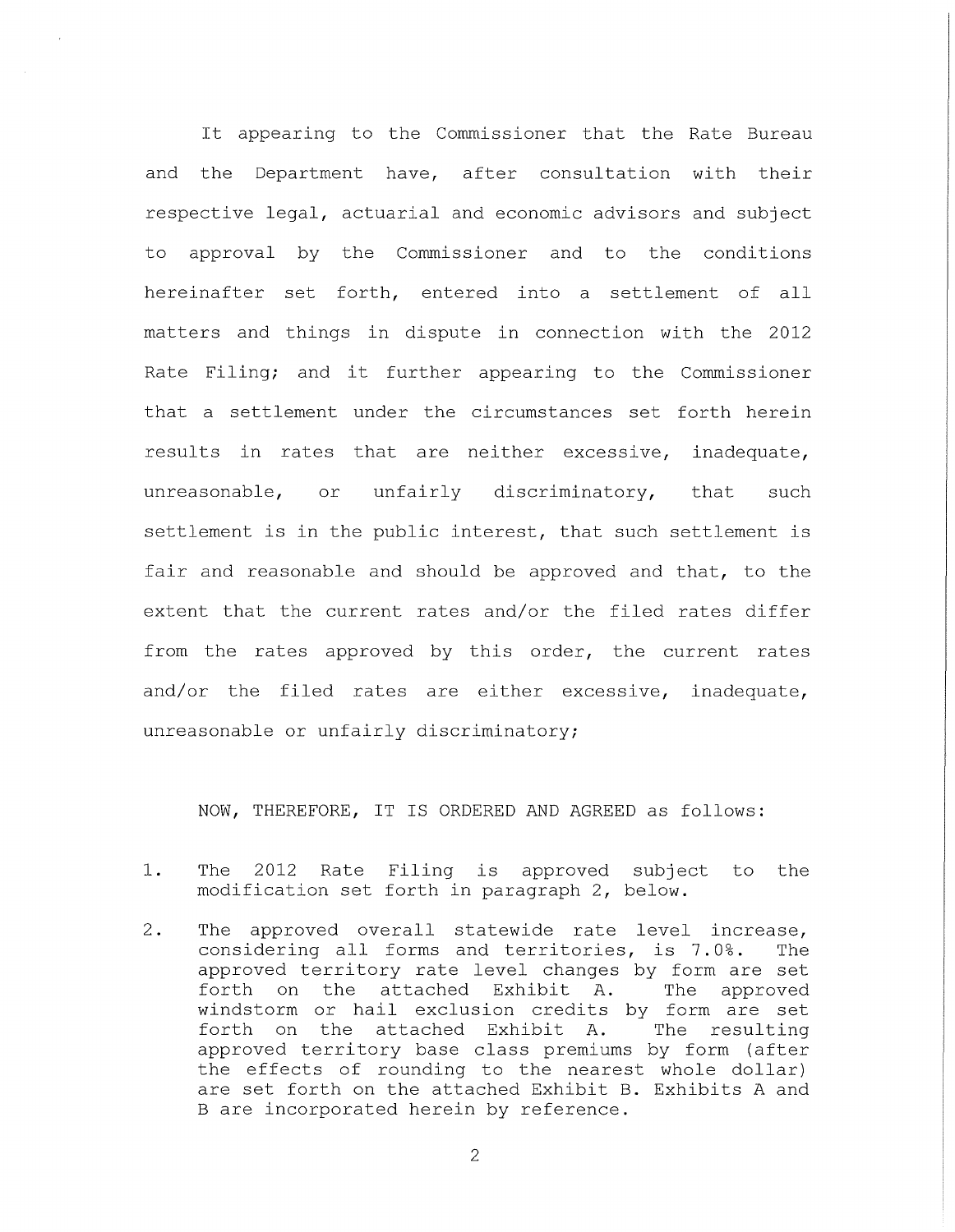It appearing to the Commissioner that the Rate Bureau and the Department have, after consultation with their respective legal, actuarial and economic advisors and subject to approval by the Commissioner and to the conditions hereinafter set forth, entered into a settlement of all matters and things in dispute in connection with the 2012 Rate Filing; and it further appearing to the Commissioner that a settlement under the circumstances set forth herein results in rates that are neither excessive, inadequate, unreasonable, or unfairly discriminatory, that such settlement is in the public interest, that such settlement is fair and reasonable and should be approved and that, to the extent that the current rates and/or the filed rates differ from the rates approved by this order, the current rates and/or the filed rates are either excessive, inadequate, unreasonable or unfairly discriminatory;

NOW, THEREFORE, IT IS ORDERED AND AGREED as follows:

1. The 2012 Rate Filing is approved subject to the modification set forth in paragraph 2, below.

2. The approved overall statewide rate level increase, considering all forms and territories, is 7.0%. The approved territory rate level changes by form are set forth on the attached Exhibit A. The approved windstorm or hail exclusion credits by form are set forth on the attached Exhibit A. The resulting approved territory base class premiums by form (after the effects of rounding to the nearest whole dollar) are set forth on the attached Exhibit B. Exhibits A and B are incorporated herein by reference.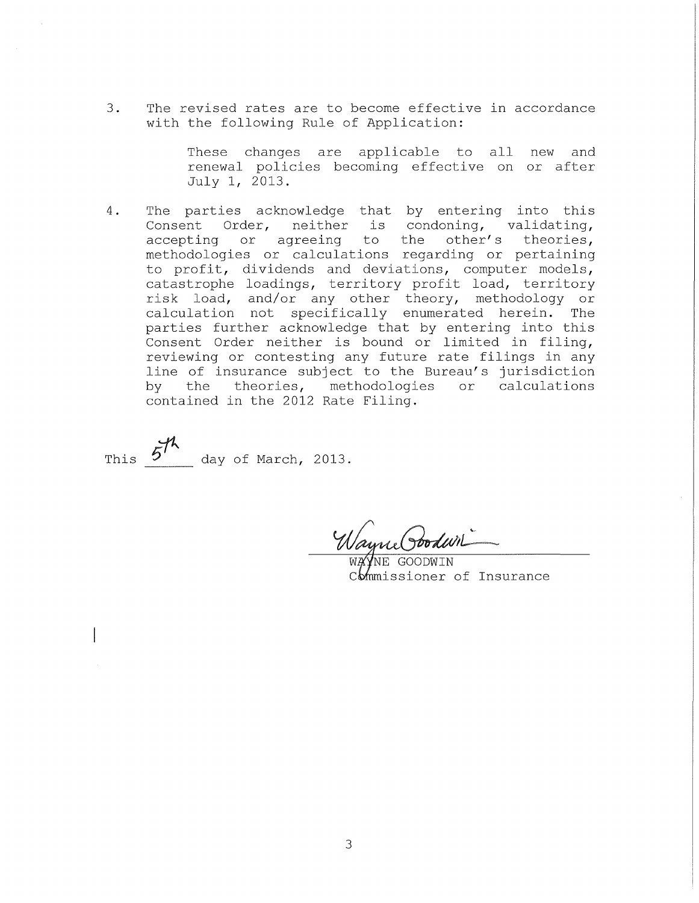3. The revised rates are to become effective in accordance with the following Rule of Application:

   These changes are applicable to all new and renewal policies becoming effective on or after July 1, 2013.

4. The parties acknowledge that by entering into this Consent Order, neither is condoning, validating, accepting or agreeing to the other's theories, methodologies or calculations regarding or pertaining to profit, dividends and deviations, computer models, catastrophe loadings, territory profit load, territory risk load, and/or any other theory, methodology or calculation not specifically enumerated herein. The parties further acknowledge that by entering into this Consent Order neither is bound or limited in filing, reviewing or contesting any future rate filings in any line of insurance subject to the Bureau's jurisdiction by the theories, methodologies or calculations contained in the 2012 Rate Filing.

This 5th day of March, 2013.

Wayne Goodwin

WAYNE GOODWIN
Commissioner of Insurance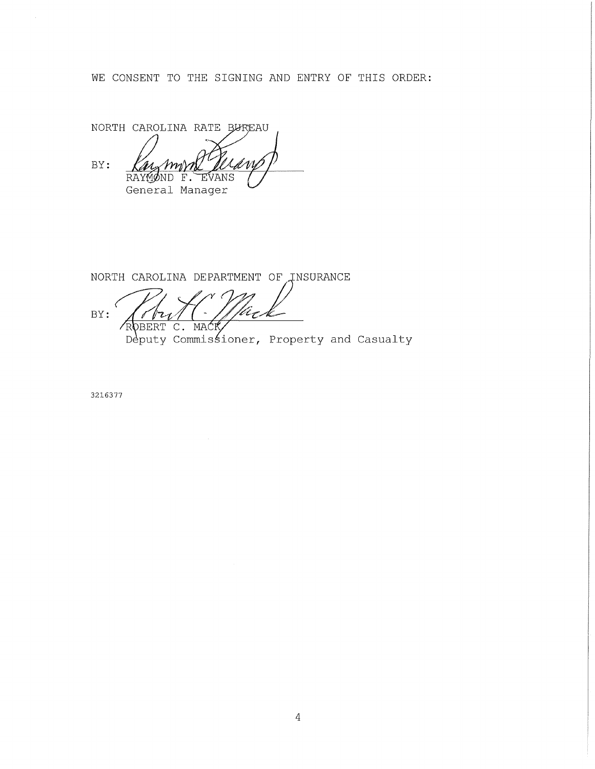WE CONSENT TO THE SIGNING AND ENTRY OF THIS ORDER:

NORTH CAROLINA RATE BUREAU

BY: RAYMOND F. EVANS
General Manager

NORTH CAROLINA DEPARTMENT OF INSURANCE

BY: ROBERT C. MACK
Deputy Commissioner, Property and Casualty

3216377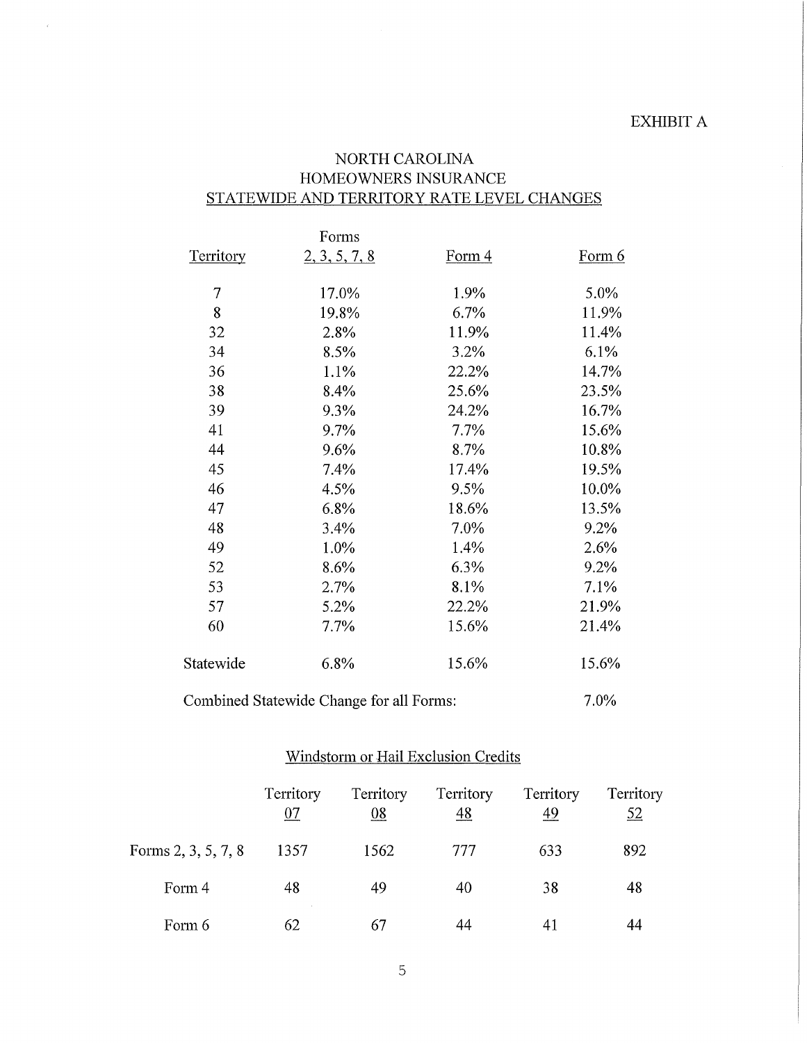EXHIBIT A

# NORTH CAROLINA
## HOMEOWNERS INSURANCE
## STATEWIDE AND TERRITORY RATE LEVEL CHANGES

| Territory | Forms 2, 3, 5, 7, 8 | Form 4 | Form 6 |
|---|---|---|---|
| 7 | 17.0% | 1.9% | 5.0% |
| 8 | 19.8% | 6.7% | 11.9% |
| 32 | 2.8% | 11.9% | 11.4% |
| 34 | 8.5% | 3.2% | 6.1% |
| 36 | 1.1% | 22.2% | 14.7% |
| 38 | 8.4% | 25.6% | 23.5% |
| 39 | 9.3% | 24.2% | 16.7% |
| 41 | 9.7% | 7.7% | 15.6% |
| 44 | 9.6% | 8.7% | 10.8% |
| 45 | 7.4% | 17.4% | 19.5% |
| 46 | 4.5% | 9.5% | 10.0% |
| 47 | 6.8% | 18.6% | 13.5% |
| 48 | 3.4% | 7.0% | 9.2% |
| 49 | 1.0% | 1.4% | 2.6% |
| 52 | 8.6% | 6.3% | 9.2% |
| 53 | 2.7% | 8.1% | 7.1% |
| 57 | 5.2% | 22.2% | 21.9% |
| 60 | 7.7% | 15.6% | 21.4% |
| Statewide | 6.8% | 15.6% | 15.6% |

Combined Statewide Change for all Forms: 7.0%

## Windstorm or Hail Exclusion Credits

| | Territory 07 | Territory 08 | Territory 48 | Territory 49 | Territory 52 |
|---|---|---|---|---|---|
| Forms 2, 3, 5, 7, 8 | 1357 | 1562 | 777 | 633 | 892 |
| Form 4 | 48 | 49 | 40 | 38 | 48 |
| Form 6 | 62 | 67 | 44 | 41 | 44 |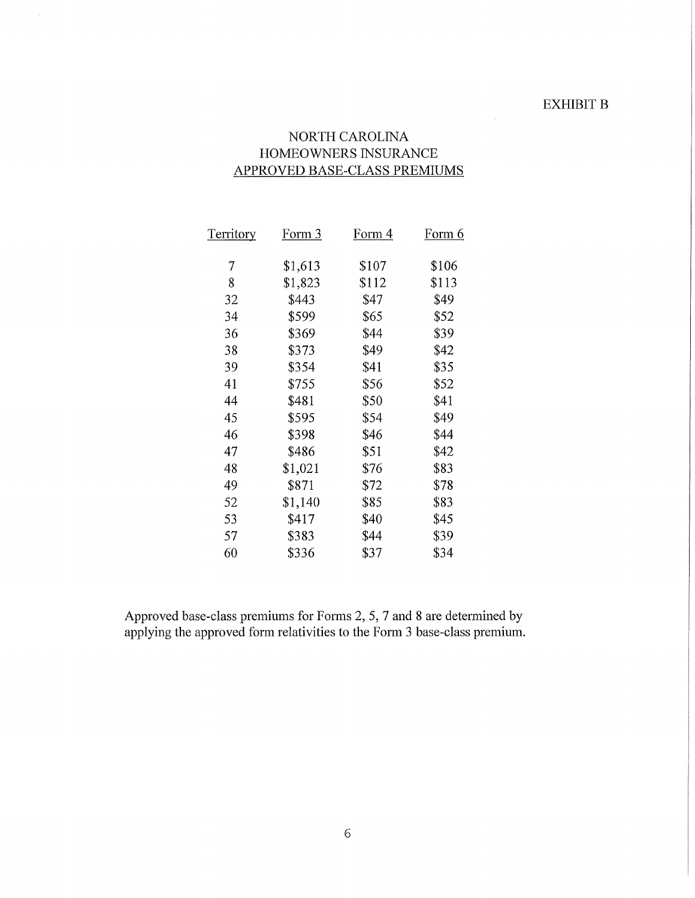EXHIBIT B

# NORTH CAROLINA
## HOMEOWNERS INSURANCE
## APPROVED BASE-CLASS PREMIUMS

| Territory | Form 3 | Form 4 | Form 6 |
|---|---|---|---|
| 7 | $1,613 | $107 | $106 |
| 8 | $1,823 | $112 | $113 |
| 32 | $443 | $47 | $49 |
| 34 | $599 | $65 | $52 |
| 36 | $369 | $44 | $39 |
| 38 | $373 | $49 | $42 |
| 39 | $354 | $41 | $35 |
| 41 | $755 | $56 | $52 |
| 44 | $481 | $50 | $41 |
| 45 | $595 | $54 | $49 |
| 46 | $398 | $46 | $44 |
| 47 | $486 | $51 | $42 |
| 48 | $1,021 | $76 | $83 |
| 49 | $871 | $72 | $78 |
| 52 | $1,140 | $85 | $83 |
| 53 | $417 | $40 | $45 |
| 57 | $383 | $44 | $39 |
| 60 | $336 | $37 | $34 |

Approved base-class premiums for Forms 2, 5, 7 and 8 are determined by applying the approved form relativities to the Form 3 base-class premium.